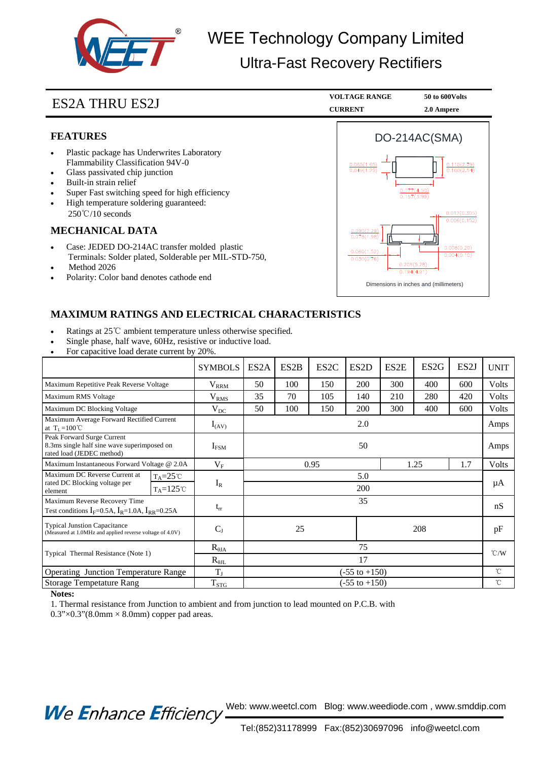# WEE Technology Company Limited

## Ultra-Fast Recovery Rectifiers

## ES2A THRU ES2J

| VOLTAGE RANGE | 50 to 600Volts |
|---|---|
| CURRENT | 2.0 Ampere |

### DO-214AC(SMA)

| Dimension | Max | Min |
|---|---|---|
| Dim. 1 | 0.065(1.65) | 0.049(1.25) |
| Dim. 2 | 0.110(2.79) | 0.100(2.54) |
| Dim. 3 | 0.177(4.50) | 0.157(3.99) |
| Dim. 4 | 0.012(0.305) | 0.006(0.152) |
| Dim. 5 | 0.090(2.29) | 0.078(1.98) |
| Dim. 6 | 0.060(1.52) | 0.030(0.76) |
| Dim. 7 | 0.008(0.20) | 0.004(0.10) |
| Dim. 8 | 0.208(5.28) | 0.194(4.91) |

Dimensions in inches and (millimeters)

### FEATURES

- Plastic package has Underwrites Laboratory Flammability Classification 94V-0
- Glass passivated chip junction
- Built-in strain relief
- Super Fast switching speed for high efficiency
- High temperature soldering guaranteed: 250℃/10 seconds

### MECHANICAL DATA

- Case: JEDED DO-214AC transfer molded plastic Terminals: Solder plated, Solderable per MIL-STD-750,
- Method 2026
- Polarity: Color band denotes cathode end

### MAXIMUM RATINGS AND ELECTRICAL CHARACTERISTICS

- Ratings at 25℃ ambient temperature unless otherwise specified.
- Single phase, half wave, 60Hz, resistive or inductive load.
- For capacitive load derate current by 20%.

| | SYMBOLS | ES2A | ES2B | ES2C | ES2D | ES2E | ES2G | ES2J | UNIT |
|---|---|---|---|---|---|---|---|---|---|
| Maximum Repetitive Peak Reverse Voltage | $V_{RRM}$ | 50 | 100 | 150 | 200 | 300 | 400 | 600 | Volts |
| Maximum RMS Voltage | $V_{RMS}$ | 35 | 70 | 105 | 140 | 210 | 280 | 420 | Volts |
| Maximum DC Blocking Voltage | $V_{DC}$ | 50 | 100 | 150 | 200 | 300 | 400 | 600 | Volts |
| Maximum Average Forward Rectified Current at $T_L$=100℃ | $I_{(AV)}$ | 2.0 | | | | | | | Amps |
| Peak Forward Surge Current 8.3ms single half sine wave superimposed on rated load (JEDEC method) | $I_{FSM}$ | 50 | | | | | | | Amps |
| Maximum Instantaneous Forward Voltage @ 2.0A | $V_F$ | 0.95 | | | | 1.25 | | 1.7 | Volts |
| Maximum DC Reverse Current at rated DC Blocking voltage per element, $T_A$=25℃ | $I_R$ | 5.0 | | | | | | | μA |
| Maximum DC Reverse Current at rated DC Blocking voltage per element, $T_A$=125℃ | $I_R$ | 200 | | | | | | | μA |
| Maximum Reverse Recovery Time Test conditions $I_F$=0.5A, $I_R$=1.0A, $I_{RR}$=0.25A | $t_{rr}$ | 35 | | | | | | | nS |
| Typical Junstion Capacitance (Measured at 1.0MHz and applied reverse voltage of 4.0V) | $C_J$ | 25 | | | | 208 | | | pF |
| Typical Thermal Resistance (Note 1) | $R_{\theta JA}$ | 75 | | | | | | | ℃/W |
| | $R_{\theta JL}$ | 17 | | | | | | | ℃/W |
| Operating Junction Temperature Range | $T_J$ | (-55 to +150) | | | | | | | ℃ |
| Storage Tempetature Rang | $T_{STG}$ | (-55 to +150) | | | | | | | ℃ |

**Notes:**

1. Thermal resistance from Junction to ambient and from junction to lead mounted on P.C.B. with 0.3"×0.3"(8.0mm × 8.0mm) copper pad areas.

We Enhance Efficiency

Web: www.weetcl.com Blog: www.weediode.com , www.smddip.com

Tel:(852)31178999 Fax:(852)30697096 info@weetcl.com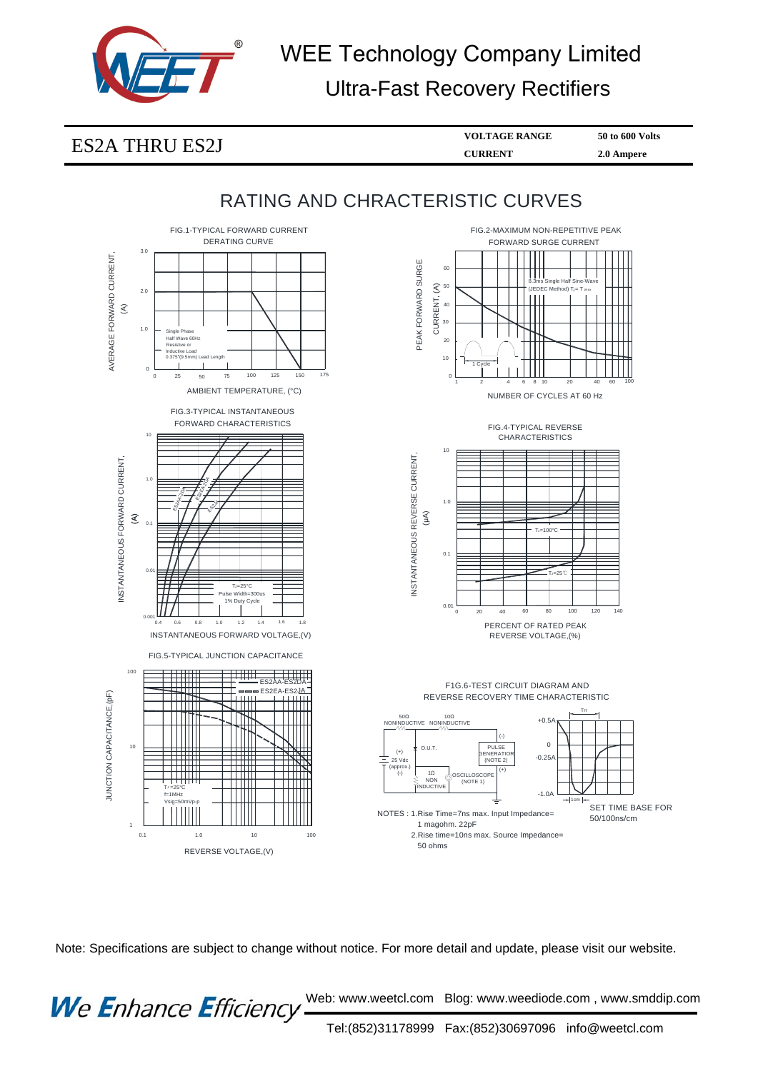# WEE Technology Company Limited

## Ultra-Fast Recovery Rectifiers

| ES2A THRU ES2J | VOLTAGE RANGE | 50 to 600 Volts |
|---|---|---|
| | CURRENT | 2.0 Ampere |

## RATING AND CHRACTERISTIC CURVES

FIG.1-TYPICAL FORWARD CURRENT DERATING CURVE

AVERAGE FORWARD CURRENT, (A)

3.0
2.0
1.0
0

0 25 50 75 100 125 150 175

Single Phase
Half Wave 60Hz
Resistive or
Inductive Load
0.375"(9.5mm) Lead Length

AMBIENT TEMPERATURE, (°C)

FIG.2-MAXIMUM NON-REPETITIVE PEAK FORWARD SURGE CURRENT

PEAK FORWARD SURGE CURRENT, (A)

60
50
40
30
20
10
0

8.3ms Single Half Sine-Wave
(JEDEC Method) $T_J = T_{jmax}$

1 Cycle

1 2 4 6 8 10 20 40 60 100

NUMBER OF CYCLES AT 60 Hz

FIG.3-TYPICAL INSTANTANEOUS FORWARD CHARACTERISTICS

INSTANTANEOUS FORWARD CURRENT, (A)

10
1.0
0.1
0.01
0.001

ES2A-ES2D
ES2E-ES2G
ES2J

$T_J$=25°C
Pulse Width=300us
1% Duty Cycle

0.4 0.6 0.8 1.0 1.2 1.4 1.6 1.8

INSTANTANEOUS FORWARD VOLTAGE,(V)

FIG.4-TYPICAL REVERSE CHARACTERISTICS

INSTANTANEOUS REVERSE CURRENT, (μA)

10
1.0
0.1
0.01

$T_J$=100°C
$T_J$=25°C

0 20 40 60 80 100 120 140

PERCENT OF RATED PEAK REVERSE VOLTAGE,(%)

FIG.5-TYPICAL JUNCTION CAPACITANCE

JUNCTION CAPACITANCE,(pF)

100
10
1

ES2AA-ES2DA
ES2EA-ES2JA

$T_J$=25°C
f=1MHz
Vsig=50mVp-p

0.1 1.0 10 100

REVERSE VOLTAGE,(V)

F1G.6-TEST CIRCUIT DIAGRAM AND REVERSE RECOVERY TIME CHARACTERISTIC

50Ω NONINDUCTIVE
10Ω NONINDUCTIVE
D.U.T.
(+) 25 Vdc (approx.) (-)
1Ω NON INDUCTIVE
PULSE GENERATOR (NOTE 2)
OSCILLOSCOPE (NOTE 1)
(-)
(+)

Trr
+0.5A
0
-0.25A
-1.0A
1cm

SET TIME BASE FOR 50/100ns/cm

NOTES : 1.Rise Time=7ns max. Input Impedance= 1 magohm. 22pF
2.Rise time=10ns max. Source Impedance= 50 ohms

Note: Specifications are subject to change without notice. For more detail and update, please visit our website.

We Enhance Efficiency Web: www.weetcl.com Blog: www.weediode.com , www.smddip.com
Tel:(852)31178999 Fax:(852)30697096 info@weetcl.com